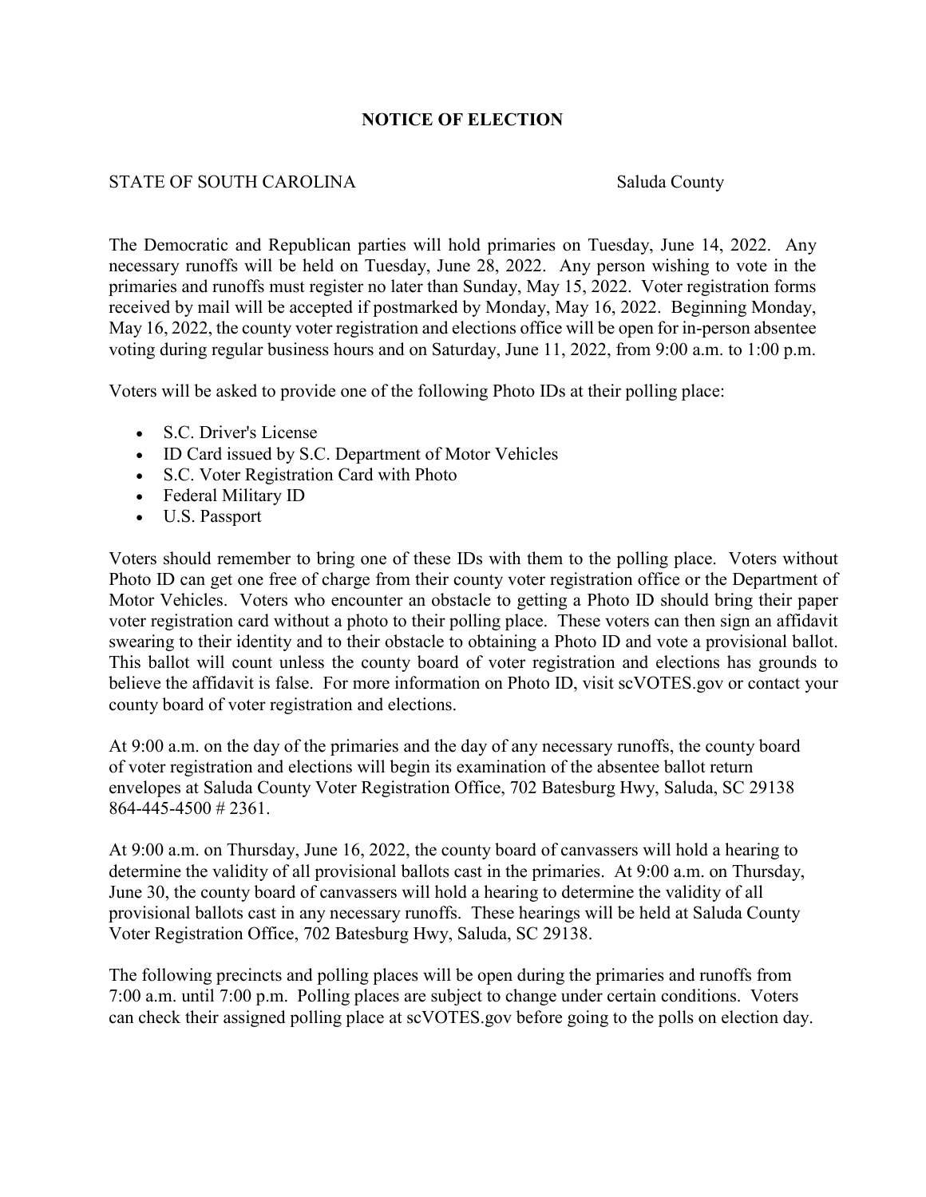# NOTICE OF ELECTION

STATE OF SOUTH CAROLINA Saluda County

The Democratic and Republican parties will hold primaries on Tuesday, June 14, 2022. Any necessary runoffs will be held on Tuesday, June 28, 2022. Any person wishing to vote in the primaries and runoffs must register no later than Sunday, May 15, 2022. Voter registration forms received by mail will be accepted if postmarked by Monday, May 16, 2022. Beginning Monday, May 16, 2022, the county voter registration and elections office will be open for in-person absentee voting during regular business hours and on Saturday, June 11, 2022, from 9:00 a.m. to 1:00 p.m.

Voters will be asked to provide one of the following Photo IDs at their polling place:

- S.C. Driver's License
- ID Card issued by S.C. Department of Motor Vehicles
- S.C. Voter Registration Card with Photo
- Federal Military ID
- U.S. Passport

Voters should remember to bring one of these IDs with them to the polling place. Voters without Photo ID can get one free of charge from their county voter registration office or the Department of Motor Vehicles. Voters who encounter an obstacle to getting a Photo ID should bring their paper voter registration card without a photo to their polling place. These voters can then sign an affidavit swearing to their identity and to their obstacle to obtaining a Photo ID and vote a provisional ballot. This ballot will count unless the county board of voter registration and elections has grounds to believe the affidavit is false. For more information on Photo ID, visit scVOTES.gov or contact your county board of voter registration and elections.

At 9:00 a.m. on the day of the primaries and the day of any necessary runoffs, the county board of voter registration and elections will begin its examination of the absentee ballot return envelopes at Saluda County Voter Registration Office, 702 Batesburg Hwy, Saluda, SC 29138 864-445-4500 # 2361.

At 9:00 a.m. on Thursday, June 16, 2022, the county board of canvassers will hold a hearing to determine the validity of all provisional ballots cast in the primaries. At 9:00 a.m. on Thursday, June 30, the county board of canvassers will hold a hearing to determine the validity of all provisional ballots cast in any necessary runoffs. These hearings will be held at Saluda County Voter Registration Office, 702 Batesburg Hwy, Saluda, SC 29138.

The following precincts and polling places will be open during the primaries and runoffs from 7:00 a.m. until 7:00 p.m. Polling places are subject to change under certain conditions. Voters can check their assigned polling place at scVOTES.gov before going to the polls on election day.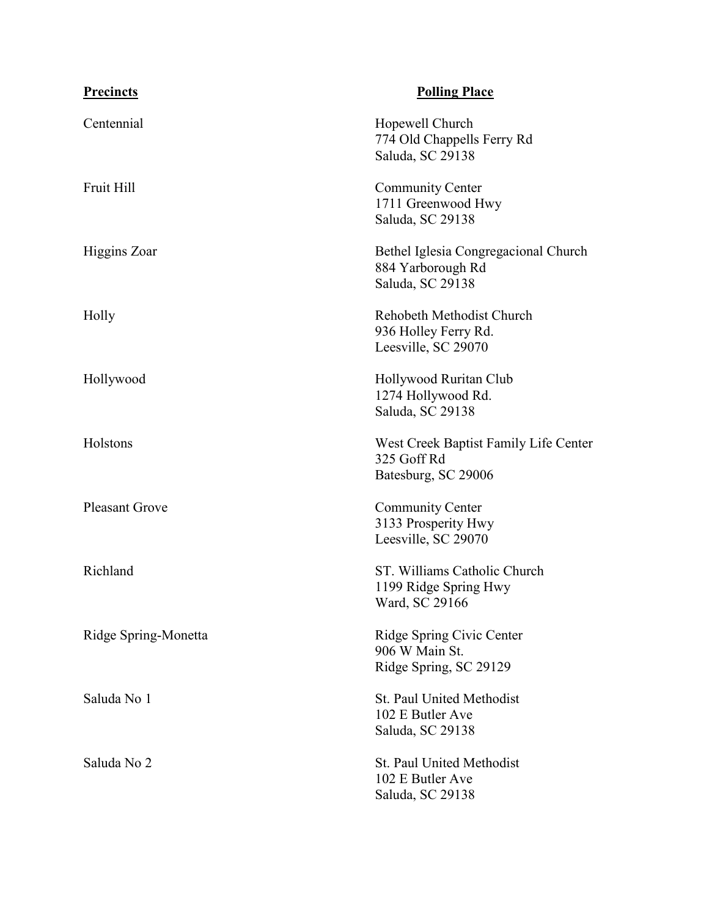| Precincts | Polling Place |
| --- | --- |
| Centennial | Hopewell Church<br>774 Old Chappells Ferry Rd<br>Saluda, SC 29138 |
| Fruit Hill | Community Center<br>1711 Greenwood Hwy<br>Saluda, SC 29138 |
| Higgins Zoar | Bethel Iglesia Congregacional Church<br>884 Yarborough Rd<br>Saluda, SC 29138 |
| Holly | Rehobeth Methodist Church<br>936 Holley Ferry Rd.<br>Leesville, SC 29070 |
| Hollywood | Hollywood Ruritan Club<br>1274 Hollywood Rd.<br>Saluda, SC 29138 |
| Holstons | West Creek Baptist Family Life Center<br>325 Goff Rd<br>Batesburg, SC 29006 |
| Pleasant Grove | Community Center<br>3133 Prosperity Hwy<br>Leesville, SC 29070 |
| Richland | ST. Williams Catholic Church<br>1199 Ridge Spring Hwy<br>Ward, SC 29166 |
| Ridge Spring-Monetta | Ridge Spring Civic Center<br>906 W Main St.<br>Ridge Spring, SC 29129 |
| Saluda No 1 | St. Paul United Methodist<br>102 E Butler Ave<br>Saluda, SC 29138 |
| Saluda No 2 | St. Paul United Methodist<br>102 E Butler Ave<br>Saluda, SC 29138 |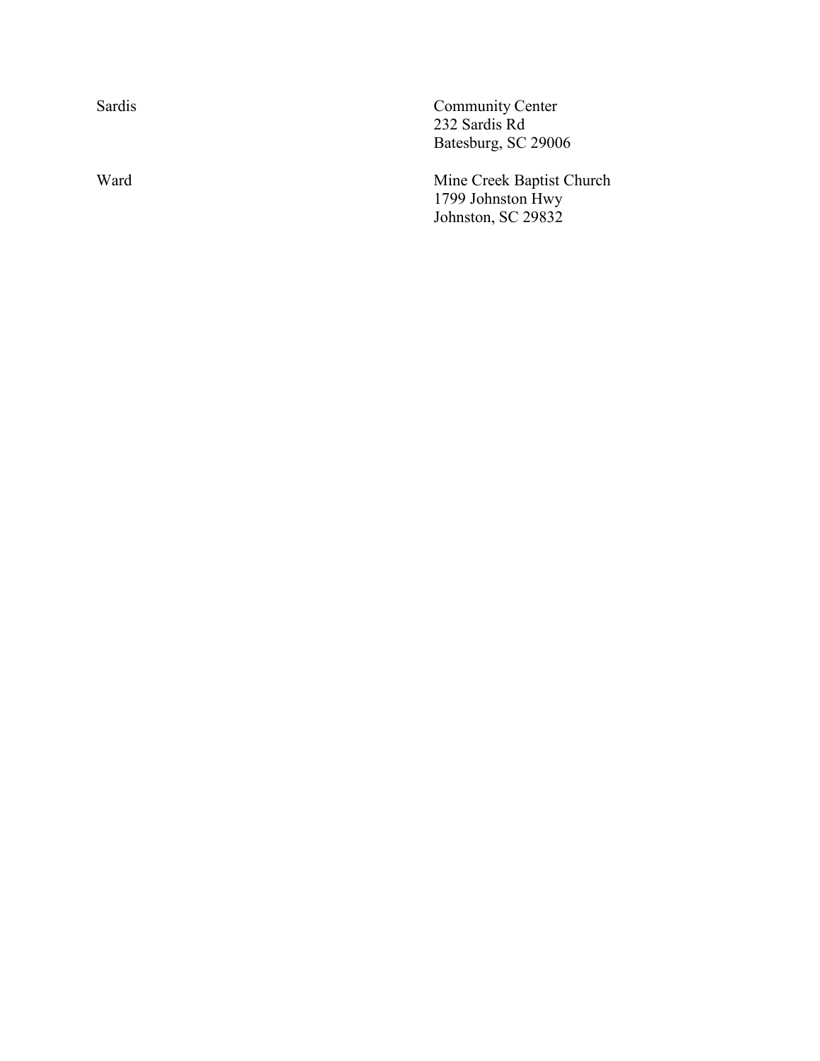| | |
|---|---|
| Sardis | Community Center<br>232 Sardis Rd<br>Batesburg, SC 29006 |
| Ward | Mine Creek Baptist Church<br>1799 Johnston Hwy<br>Johnston, SC 29832 |